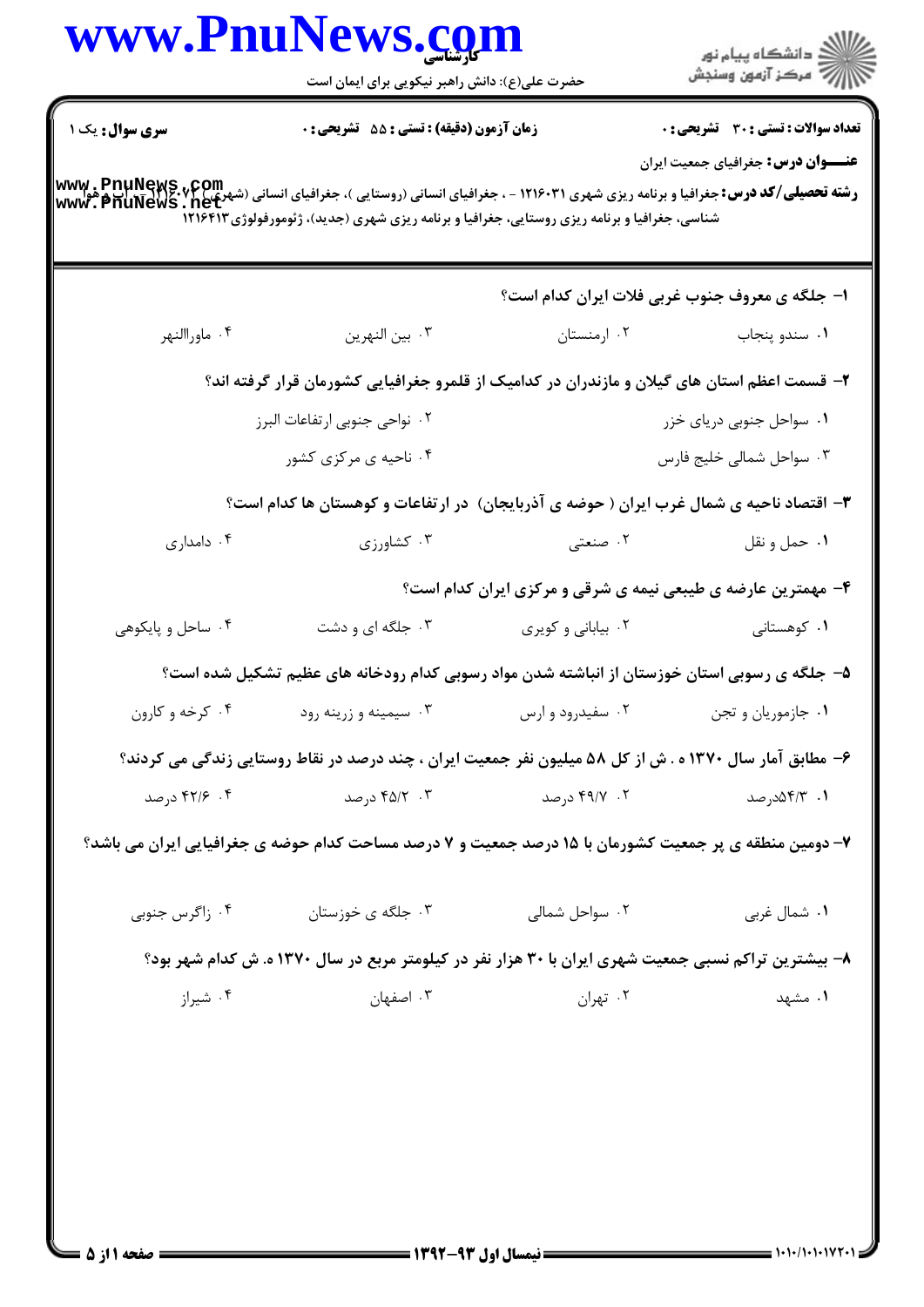**سری سوال:** یک ۱

**زمان آزمون (دقیقه) : تستی : ۵۵ تشریحی : ۰**

**تعداد سوالات : تستی : ۳۰ تشریحی : ۰**

**عنـــوان درس:** جغرافیای جمعیت ایران

**رشته تحصیلی/کد درس:** جغرافیا و برنامه ریزی شهری ۱۲۱۶۰۳۱ - ، جغرافیای انسانی (روستایی )، جغرافیای انسانی (شهری) ۱۲۱۶۰۷۲ - ، آب و هوا شناسی، جغرافیا و برنامه ریزی روستایی، جغرافیا و برنامه ریزی شهری (جدید)، ژئومورفولوژی۱۲۱۶۴۱۳

۱- جلگه ی معروف جنوب غربی فلات ایران کدام است؟

۱. سندو پنجاب
۲. ارمنستان
۳. بین النهرین
۴. ماوراالنهر

۲- قسمت اعظم استان های گیلان و مازندران در کدامیک از قلمرو جغرافیایی کشورمان قرار گرفته اند؟

۱. سواحل جنوبی دریای خزر
۲. نواحی جنوبی ارتفاعات البرز
۳. سواحل شمالی خلیج فارس
۴. ناحیه ی مرکزی کشور

۳- اقتصاد ناحیه ی شمال غرب ایران ( حوضه ی آذربایجان) در ارتفاعات و کوهستان ها کدام است؟

۱. حمل و نقل
۲. صنعتی
۳. کشاورزی
۴. دامداری

۴- مهمترین عارضه ی طبیعی نیمه ی شرقی و مرکزی ایران کدام است؟

۱. کوهستانی
۲. بیابانی و کویری
۳. جلگه ای و دشت
۴. ساحل و پایکوهی

۵- جلگه ی رسوبی استان خوزستان از انباشته شدن مواد رسوبی کدام رودخانه های عظیم تشکیل شده است؟

۱. جازموریان و تجن
۲. سفیدرود و ارس
۳. سیمینه و زرینه رود
۴. کرخه و کارون

۶- مطابق آمار سال ۱۳۷۰ ه . ش از کل ۵۸ میلیون نفر جمعیت ایران ، چند درصد در نقاط روستایی زندگی می کردند؟

۱. ۵۴/۳درصد
۲. ۴۹/۷ درصد
۳. ۴۵/۲ درصد
۴. ۴۲/۶ درصد

۷- دومین منطقه ی پر جمعیت کشورمان با ۱۵ درصد جمعیت و ۷ درصد مساحت کدام حوضه ی جغرافیایی ایران می باشد؟

۱. شمال غربی
۲. سواحل شمالی
۳. جلگه ی خوزستان
۴. زاگرس جنوبی

۸- بیشترین تراکم نسبی جمعیت شهری ایران با ۳۰ هزار نفر در کیلومتر مربع در سال ۱۳۷۰ ه. ش کدام شهر بود؟

۱. مشهد
۲. تهران
۳. اصفهان
۴. شیراز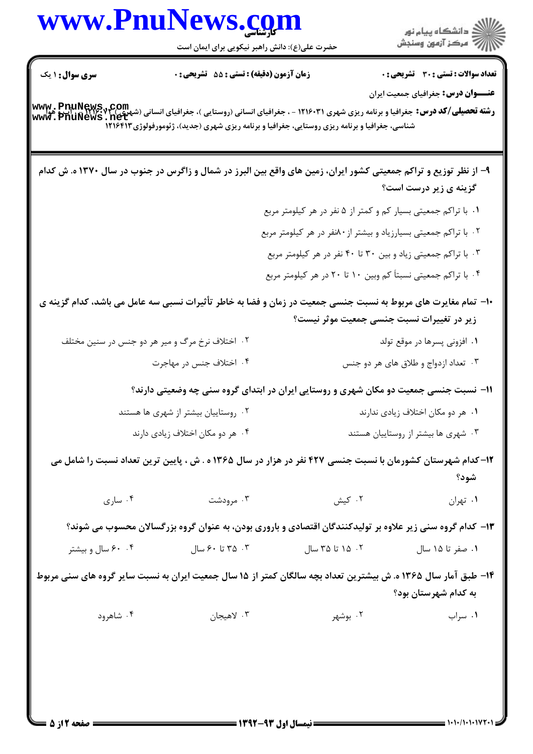**سری سوال:** ۱ یک

**زمان آزمون (دقیقه) : تستی :** ۵۵ **تشریحی :** ۰

**تعداد سوالات : تستی :** ۳۰ **تشریحی :** ۰

**عنـــوان درس:** جغرافیای جمعیت ایران

**رشته تحصیلی/کد درس:** جغرافیا و برنامه ریزی شهری ۱۲۱۶۰۳۱ - ، جغرافیای انسانی (روستایی )، جغرافیای انسانی (شهری) ۱۲۱۶۰۷۲ - ، آب و هوا شناسی، جغرافیا و برنامه ریزی روستایی، جغرافیا و برنامه ریزی شهری (جدید)، ژئومورفولوژی ۱۲۱۶۴۱۳

---

۹- از نظر توزیع و تراکم جمعیتی کشور ایران، زمین های واقع بین البرز در شمال و زاگرس در جنوب در سال ۱۳۷۰ ه. ش کدام گزینه ی زیر درست است؟

۱. با تراکم جمعیتی بسیار کم و کمتر از ۵ نفر در هر کیلومتر مربع

۲. با تراکم جمعیتی بسیارزیاد و بیشتر از ۸۰نفر در هر کیلومتر مربع

۳. با تراکم جمعیتی زیاد و بین ۳۰ تا ۴۰ نفر در هر کیلومتر مربع

۴. با تراکم جمعیتی نسبتاً کم وبین ۱۰ تا ۲۰ در هر کیلومتر مربع

۱۰- تمام مغایرت های مربوط به نسبت جنسی جمعیت در زمان و فضا به خاطر تأثیرات نسبی سه عامل می باشد، کدام گزینه ی زیر در تغییرات نسبت جنسی جمعیت موثر نیست؟

۱. افزونی پسرها در موقع تولد

۲. اختلاف نرخ مرگ و میر هر دو جنس در سنین مختلف

۳. تعداد ازدواج و طلاق های هر دو جنس

۴. اختلاف جنس در مهاجرت

۱۱- نسبت جنسی جمعیت دو مکان شهری و روستایی ایران در ابتدای گروه سنی چه وضعیتی دارند؟

۱. هر دو مکان اختلاف زیادی ندارند

۲. روستاییان بیشتر از شهری ها هستند

۳. شهری ها بیشتر از روستاییان هستند

۴. هر دو مکان اختلاف زیادی دارند

۱۲- کدام شهرستان کشورمان با نسبت جنسی ۴۲۷ نفر در هزار در سال ۱۳۶۵ ه . ش ، پایین ترین تعداد نسبت را شامل می شود؟

۱. تهران

۲. کیش

۳. مرودشت

۴. ساری

۱۳- کدام گروه سنی زیر علاوه بر تولیدکنندگان اقتصادی و باروری بودن، به عنوان گروه بزرگسالان محسوب می شوند؟

۱. صفر تا ۱۵ سال

۲. ۱۵ تا ۳۵ سال

۳. ۳۵ تا ۶۰ سال

۴. ۶۰ سال و بیشتر

۱۴- طبق آمار سال ۱۳۶۵ ه. ش بیشترین تعداد بچه سالگان کمتر از ۱۵ سال جمعیت ایران به نسبت سایر گروه های سنی مربوط به کدام شهرستان بود؟

۱. سراب

۲. بوشهر

۳. لاهیجان

۴. شاهرود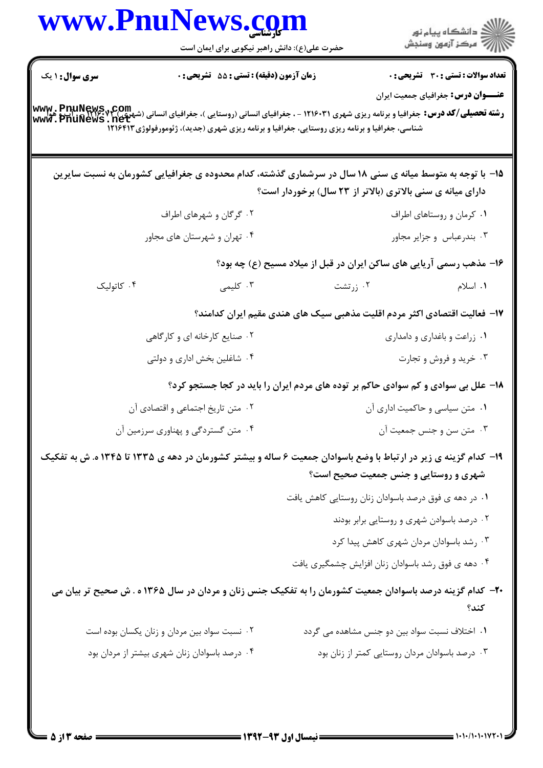**سری سوال:** ۱ یک | **زمان آزمون (دقیقه) : تستی :** ۵۵ **تشریحی :** ۰ | **تعداد سوالات : تستی :** ۳۰ **تشریحی :** ۰

**عنــــوان درس:** جغرافیای جمعیت ایران

**رشته تحصیلی/کد درس:** جغرافیا و برنامه ریزی شهری ۱۲۱۶۰۳۱ - ، جغرافیای انسانی (روستایی )، جغرافیای انسانی (شهری) ۱۲۱۶۰۷۲ - ، آب و هوا شناسی، جغرافیا و برنامه ریزی روستایی، جغرافیا و برنامه ریزی شهری (جدید)، ژئومورفولوژی۱۲۱۶۴۱۳

۱۵- با توجه به متوسط میانه ی سنی ۱۸ سال در سرشماری گذشته، کدام محدوده ی جغرافیایی کشورمان به نسبت سایرین دارای میانه ی سنی بالاتری (بالاتر از ۲۳ سال) برخوردار است؟

۱. کرمان و روستاهای اطراف

۲. گرگان و شهرهای اطراف

۳. بندرعباس و جزایر مجاور

۴. تهران و شهرستان های مجاور

۱۶- مذهب رسمی آریایی های ساکن ایران در قبل از میلاد مسیح (ع) چه بود؟

۱. اسلام

۲. زرتشت

۳. کلیمی

۴. کاتولیک

۱۷- فعالیت اقتصادی اکثر مردم اقلیت مذهبی سیک های هندی مقیم ایران کدامند؟

۱. زراعت و باغداری و دامداری

۲. صنایع کارخانه ای و کارگاهی

۳. خرید و فروش و تجارت

۴. شاغلین بخش اداری و دولتی

۱۸- علل بی سوادی و کم سوادی حاکم بر توده های مردم ایران را باید در کجا جستجو کرد؟

۱. متن سیاسی و حاکمیت اداری آن

۲. متن تاریخ اجتماعی و اقتصادی آن

۳. متن سن و جنس جمعیت آن

۴. متن گستردگی و پهناوری سرزمین آن

۱۹- کدام گزینه ی زیر در ارتباط با وضع باسوادان جمعیت ۶ ساله و بیشتر کشورمان در دهه ی ۱۳۳۵ تا ۱۳۴۵ ه. ش به تفکیک شهری و روستایی و جنس جمعیت صحیح است؟

۱. در دهه ی فوق درصد باسوادان زنان روستایی کاهش یافت

۲. درصد باسوادن شهری و روستایی برابر بودند

۳. رشد باسوادان مردان شهری کاهش پیدا کرد

۴. دهه ی فوق رشد باسوادان زنان افزایش چشمگیری یافت

۲۰- کدام گزینه درصد باسوادان جمعیت کشورمان را به تفکیک جنس زنان و مردان در سال ۱۳۶۵ ه . ش صحیح تر بیان می کند؟

۱. اختلاف نسبت سواد بین دو جنس مشاهده می گردد

۲. نسبت سواد بین مردان و زنان یکسان بوده است

۳. درصد باسوادان مردان روستایی کمتر از زنان بود

۴. درصد باسوادان زنان شهری بیشتر از مردان بود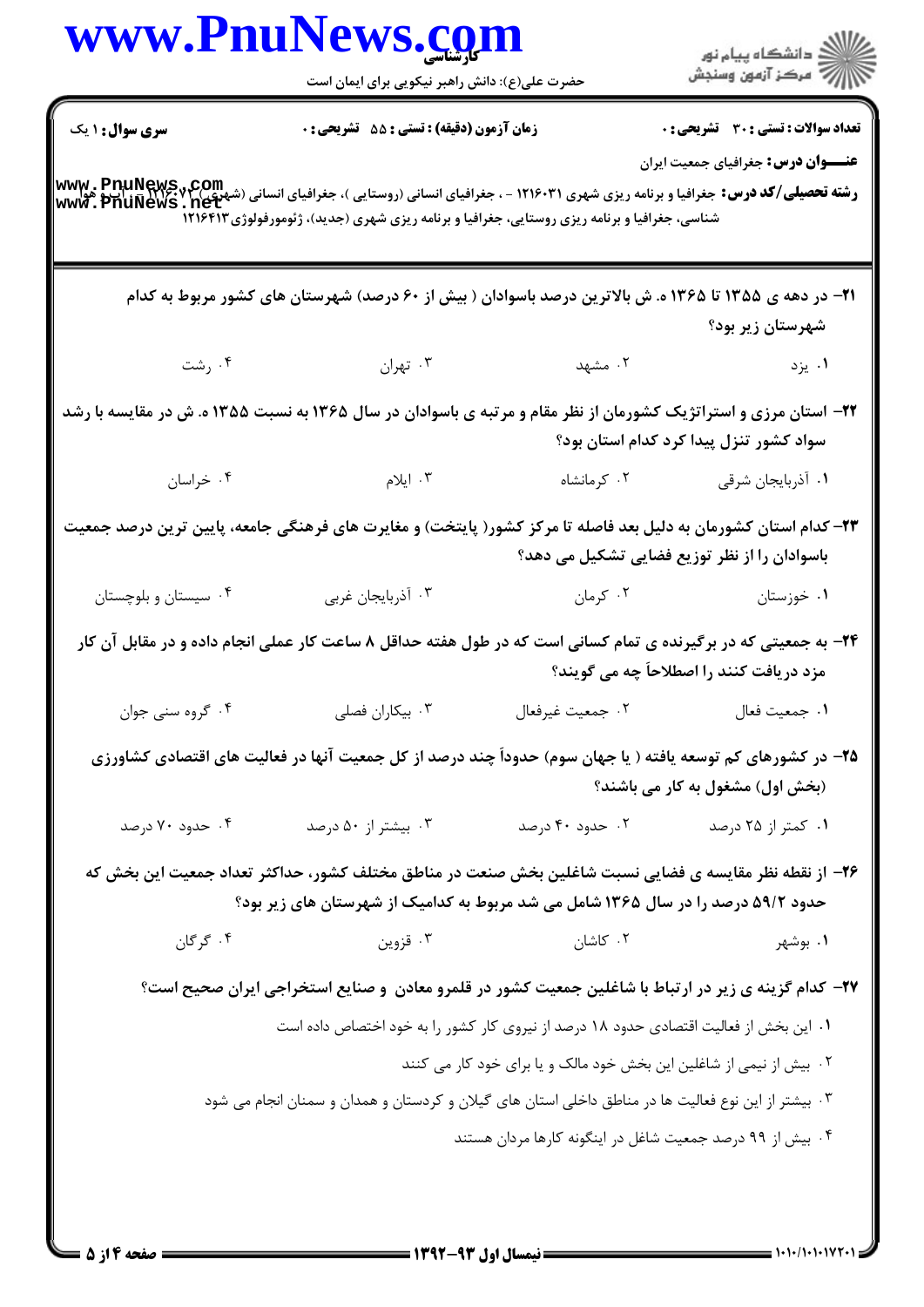**سری سؤال:** ۱ یک　　**زمان آزمون (دقیقه) : تستی :** ۵۵ **تشریحی :** ۰　　**تعداد سوالات : تستی :** ۳۰ **تشریحی :** ۰

**عنـــوان درس:** جغرافیای جمعیت ایران

**رشته تحصیلی/کد درس:** جغرافیا و برنامه ریزی شهری ۱۲۱۶۰۳۱ - ، جغرافیای انسانی (روستایی )، جغرافیای انسانی (شهری ) ۱۲۱۶۰۷۲ - ، آب و هوا شناسی، جغرافیا و برنامه ریزی روستایی، جغرافیا و برنامه ریزی شهری (جدید)، ژئومورفولوژی۱۲۱۶۴۱۳

۲۱- در دهه ی ۱۳۵۵ تا ۱۳۶۵ ه. ش بالاترین درصد باسوادان ( بیش از ۶۰ درصد) شهرستان های کشور مربوط به کدام شهرستان زیر بود؟

۱. یزد　　۲. مشهد　　۳. تهران　　۴. رشت

۲۲- استان مرزی و استراتژیک کشورمان از نظر مقام و مرتبه ی باسوادان در سال ۱۳۶۵ به نسبت ۱۳۵۵ ه. ش در مقایسه با رشد سواد کشور تنزل پیدا کرد کدام استان بود؟

۱. آذربایجان شرقی　　۲. کرمانشاه　　۳. ایلام　　۴. خراسان

۲۳- کدام استان کشورمان به دلیل بعد فاصله تا مرکز کشور( پایتخت) و مغایرت های فرهنگی جامعه، پایین ترین درصد جمعیت باسوادان را از نظر توزیع فضایی تشکیل می دهد؟

۱. خوزستان　　۲. کرمان　　۳. آذربایجان غربی　　۴. سیستان و بلوچستان

۲۴- به جمعیتی که در برگیرنده ی تمام کسانی است که در طول هفته حداقل ۸ ساعت کار عملی انجام داده و در مقابل آن کار مزد دریافت کنند را اصطلاحاً چه می گویند؟

۱. جمعیت فعال　　۲. جمعیت غیرفعال　　۳. بیکاران فصلی　　۴. گروه سنی جوان

۲۵- در کشورهای کم توسعه یافته ( یا جهان سوم) حدوداً چند درصد از کل جمعیت آنها در فعالیت های اقتصادی کشاورزی (بخش اول) مشغول به کار می باشند؟

۱. کمتر از ۲۵ درصد　　۲. حدود ۴۰ درصد　　۳. بیشتر از ۵۰ درصد　　۴. حدود ۷۰ درصد

۲۶- از نقطه نظر مقایسه ی فضایی نسبت شاغلین بخش صنعت در مناطق مختلف کشور، حداکثر تعداد جمعیت این بخش که حدود ۵۹/۲ درصد را در سال ۱۳۶۵ شامل می شد مربوط به کدامیک از شهرستان های زیر بود؟

۱. بوشهر　　۲. کاشان　　۳. قزوین　　۴. گرگان

۲۷- کدام گزینه ی زیر در ارتباط با شاغلین جمعیت کشور در قلمرو معادن و صنایع استخراجی ایران صحیح است؟

۱. این بخش از فعالیت اقتصادی حدود ۱۸ درصد از نیروی کار کشور را به خود اختصاص داده است

۲. بیش از نیمی از شاغلین این بخش خود مالک و یا برای خود کار می کنند

۳. بیشتر از این نوع فعالیت ها در مناطق داخلی استان های گیلان و کردستان و همدان و سمنان انجام می شود

۴. بیش از ۹۹ درصد جمعیت شاغل در اینگونه کارها مردان هستند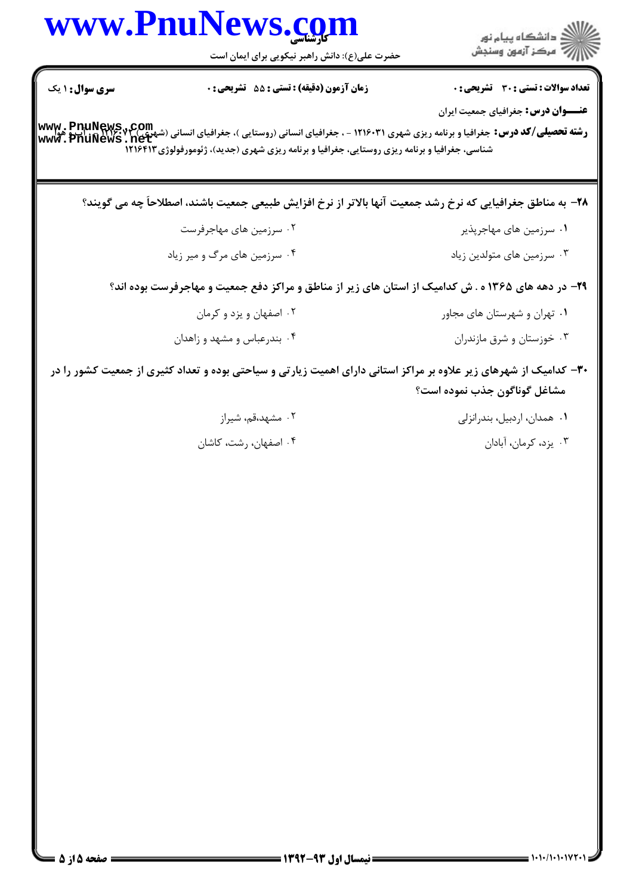**سری سوال:** ۱ یک

**زمان آزمون (دقیقه) : تستی :** ۵۵ **تشریحی :** ۰

**تعداد سوالات : تستی :** ۳۰ **تشریحی :** ۰

**عنـــوان درس:** جغرافیای جمعیت ایران

**رشته تحصیلی/کد درس:** جغرافیا و برنامه ریزی شهری ۱۲۱۶۰۳۱ - ، جغرافیای انسانی (روستایی )، جغرافیای انسانی (شهری ) ۱۲۱۶۰۷۲ - ، آب و هوا شناسی، جغرافیا و برنامه ریزی روستایی، جغرافیا و برنامه ریزی شهری (جدید)، ژئومورفولوژی ۱۲۱۶۴۱۳

**۲۸- به مناطق جغرافیایی که نرخ رشد جمعیت آنها بالاتر از نرخ افزایش طبیعی جمعیت باشند، اصطلاحاً چه می گویند؟**

۱. سرزمین های مهاجرپذیر

۲. سرزمین های مهاجرفرست

۳. سرزمین های متولدین زیاد

۴. سرزمین های مرگ و میر زیاد

**۲۹- در دهه های ۱۳۶۵ ه . ش کدامیک از استان های زیر از مناطق و مراکز دفع جمعیت و مهاجرفرست بوده اند؟**

۱. تهران و شهرستان های مجاور

۲. اصفهان و یزد و کرمان

۳. خوزستان و شرق مازندران

۴. بندرعباس و مشهد و زاهدان

**۳۰- کدامیک از شهرهای زیر علاوه بر مراکز استانی دارای اهمیت زیارتی و سیاحتی بوده و تعداد کثیری از جمعیت کشور را در مشاغل گوناگون جذب نموده است؟**

۱. همدان، اردبیل، بندرانزلی

۲. مشهد،قم، شیراز

۳. یزد، کرمان، آبادان

۴. اصفهان، رشت، کاشان